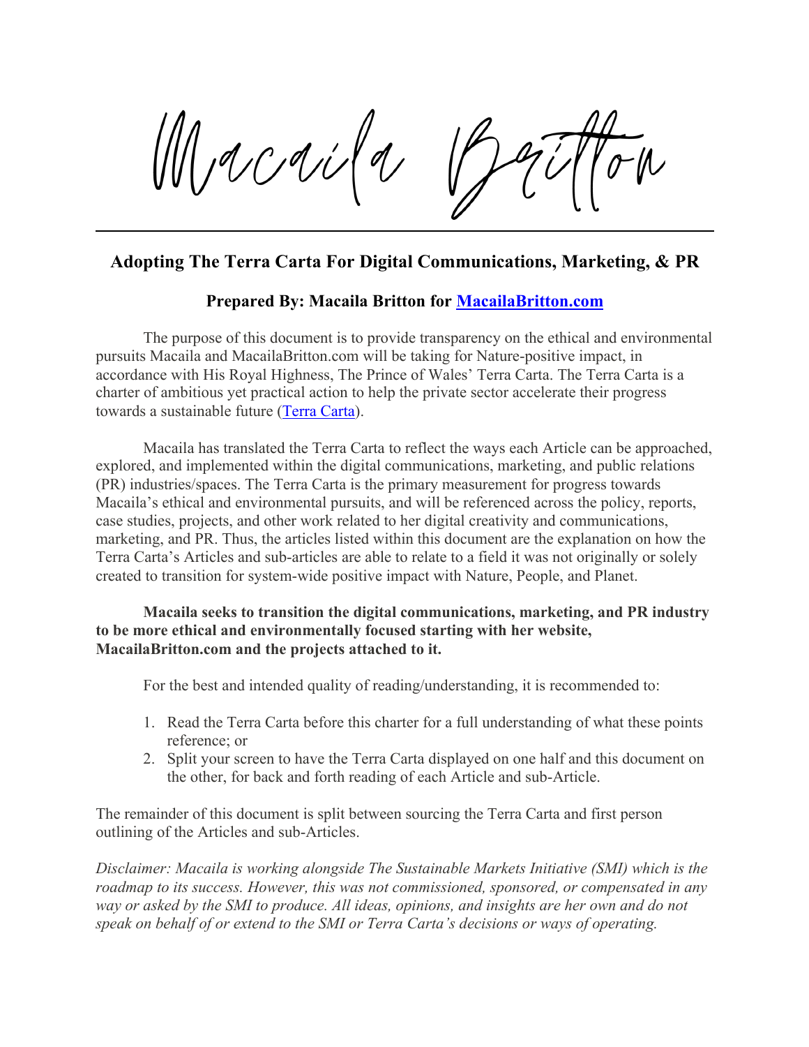Macaila Britton

# Adopting The Terra Carta For Digital Communications, Marketing, & PR

## Prepared By: Macaila Britton for [MacailaBritton.com](MacailaBritton.com)

The purpose of this document is to provide transparency on the ethical and environmental pursuits Macaila and MacailaBritton.com will be taking for Nature-positive impact, in accordance with His Royal Highness, The Prince of Wales' Terra Carta. The Terra Carta is a charter of ambitious yet practical action to help the private sector accelerate their progress towards a sustainable future ([Terra Carta](Terra Carta)).

Macaila has translated the Terra Carta to reflect the ways each Article can be approached, explored, and implemented within the digital communications, marketing, and public relations (PR) industries/spaces. The Terra Carta is the primary measurement for progress towards Macaila's ethical and environmental pursuits, and will be referenced across the policy, reports, case studies, projects, and other work related to her digital creativity and communications, marketing, and PR. Thus, the articles listed within this document are the explanation on how the Terra Carta's Articles and sub-articles are able to relate to a field it was not originally or solely created to transition for system-wide positive impact with Nature, People, and Planet.

**Macaila seeks to transition the digital communications, marketing, and PR industry to be more ethical and environmentally focused starting with her website, MacailaBritton.com and the projects attached to it.**

For the best and intended quality of reading/understanding, it is recommended to:

1. Read the Terra Carta before this charter for a full understanding of what these points reference; or
2. Split your screen to have the Terra Carta displayed on one half and this document on the other, for back and forth reading of each Article and sub-Article.

The remainder of this document is split between sourcing the Terra Carta and first person outlining of the Articles and sub-Articles.

*Disclaimer: Macaila is working alongside The Sustainable Markets Initiative (SMI) which is the roadmap to its success. However, this was not commissioned, sponsored, or compensated in any way or asked by the SMI to produce. All ideas, opinions, and insights are her own and do not speak on behalf of or extend to the SMI or Terra Carta's decisions or ways of operating.*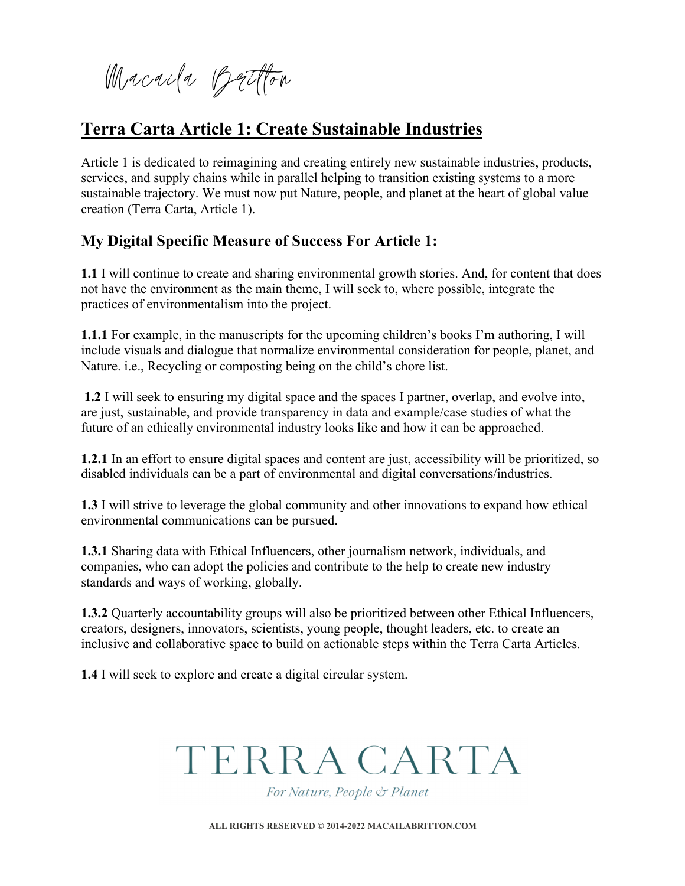Macaila Britton

# Terra Carta Article 1: Create Sustainable Industries

Article 1 is dedicated to reimagining and creating entirely new sustainable industries, products, services, and supply chains while in parallel helping to transition existing systems to a more sustainable trajectory. We must now put Nature, people, and planet at the heart of global value creation (Terra Carta, Article 1).

## My Digital Specific Measure of Success For Article 1:

**1.1** I will continue to create and sharing environmental growth stories. And, for content that does not have the environment as the main theme, I will seek to, where possible, integrate the practices of environmentalism into the project.

**1.1.1** For example, in the manuscripts for the upcoming children's books I'm authoring, I will include visuals and dialogue that normalize environmental consideration for people, planet, and Nature. i.e., Recycling or composting being on the child's chore list.

**1.2** I will seek to ensuring my digital space and the spaces I partner, overlap, and evolve into, are just, sustainable, and provide transparency in data and example/case studies of what the future of an ethically environmental industry looks like and how it can be approached.

**1.2.1** In an effort to ensure digital spaces and content are just, accessibility will be prioritized, so disabled individuals can be a part of environmental and digital conversations/industries.

**1.3** I will strive to leverage the global community and other innovations to expand how ethical environmental communications can be pursued.

**1.3.1** Sharing data with Ethical Influencers, other journalism network, individuals, and companies, who can adopt the policies and contribute to the help to create new industry standards and ways of working, globally.

**1.3.2** Quarterly accountability groups will also be prioritized between other Ethical Influencers, creators, designers, innovators, scientists, young people, thought leaders, etc. to create an inclusive and collaborative space to build on actionable steps within the Terra Carta Articles.

**1.4** I will seek to explore and create a digital circular system.

TERRA CARTA

*For Nature, People & Planet*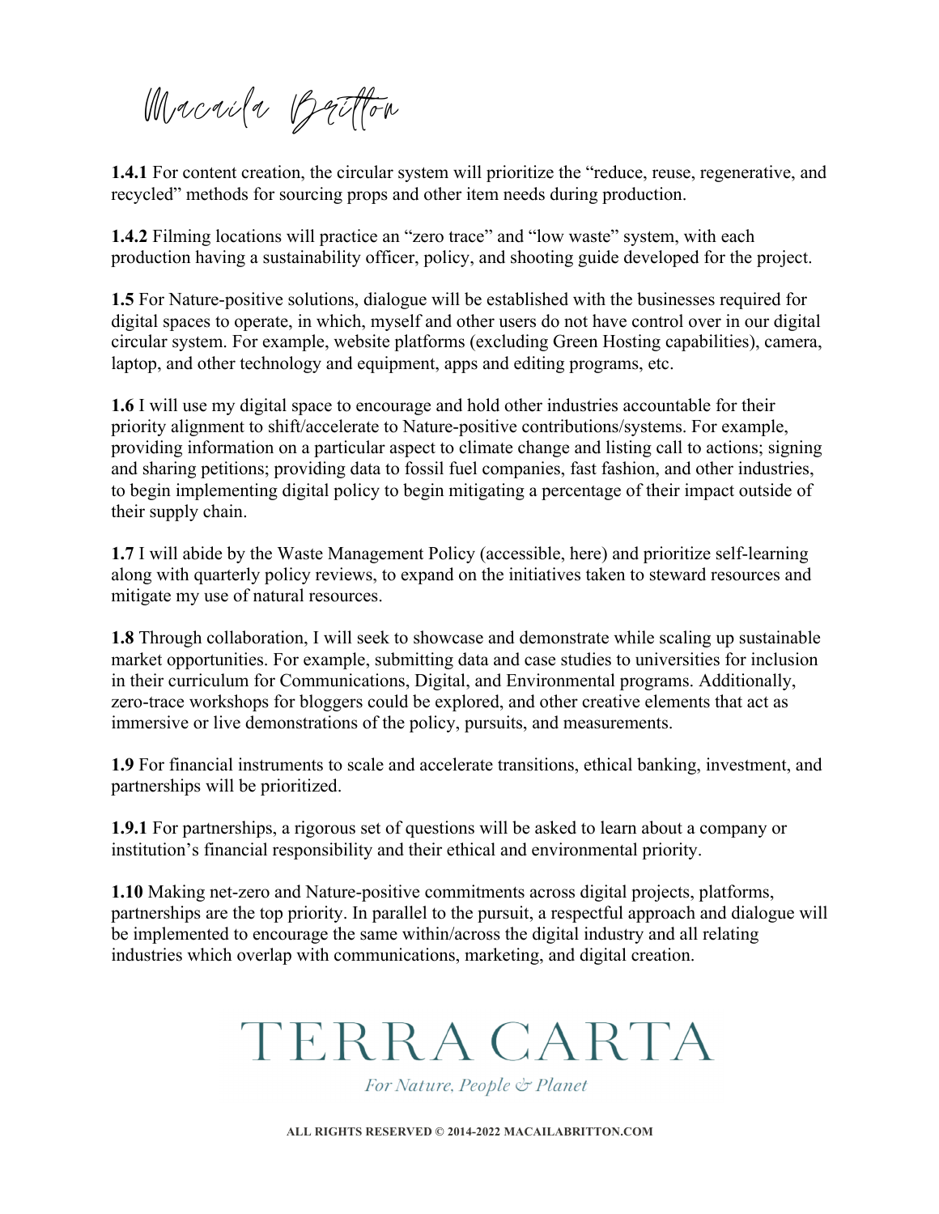**1.4.1** For content creation, the circular system will prioritize the "reduce, reuse, regenerative, and recycled" methods for sourcing props and other item needs during production.

**1.4.2** Filming locations will practice an "zero trace" and "low waste" system, with each production having a sustainability officer, policy, and shooting guide developed for the project.

**1.5** For Nature-positive solutions, dialogue will be established with the businesses required for digital spaces to operate, in which, myself and other users do not have control over in our digital circular system. For example, website platforms (excluding Green Hosting capabilities), camera, laptop, and other technology and equipment, apps and editing programs, etc.

**1.6** I will use my digital space to encourage and hold other industries accountable for their priority alignment to shift/accelerate to Nature-positive contributions/systems. For example, providing information on a particular aspect to climate change and listing call to actions; signing and sharing petitions; providing data to fossil fuel companies, fast fashion, and other industries, to begin implementing digital policy to begin mitigating a percentage of their impact outside of their supply chain.

**1.7** I will abide by the Waste Management Policy (accessible, here) and prioritize self-learning along with quarterly policy reviews, to expand on the initiatives taken to steward resources and mitigate my use of natural resources.

**1.8** Through collaboration, I will seek to showcase and demonstrate while scaling up sustainable market opportunities. For example, submitting data and case studies to universities for inclusion in their curriculum for Communications, Digital, and Environmental programs. Additionally, zero-trace workshops for bloggers could be explored, and other creative elements that act as immersive or live demonstrations of the policy, pursuits, and measurements.

**1.9** For financial instruments to scale and accelerate transitions, ethical banking, investment, and partnerships will be prioritized.

**1.9.1** For partnerships, a rigorous set of questions will be asked to learn about a company or institution's financial responsibility and their ethical and environmental priority.

**1.10** Making net-zero and Nature-positive commitments across digital projects, platforms, partnerships are the top priority. In parallel to the pursuit, a respectful approach and dialogue will be implemented to encourage the same within/across the digital industry and all relating industries which overlap with communications, marketing, and digital creation.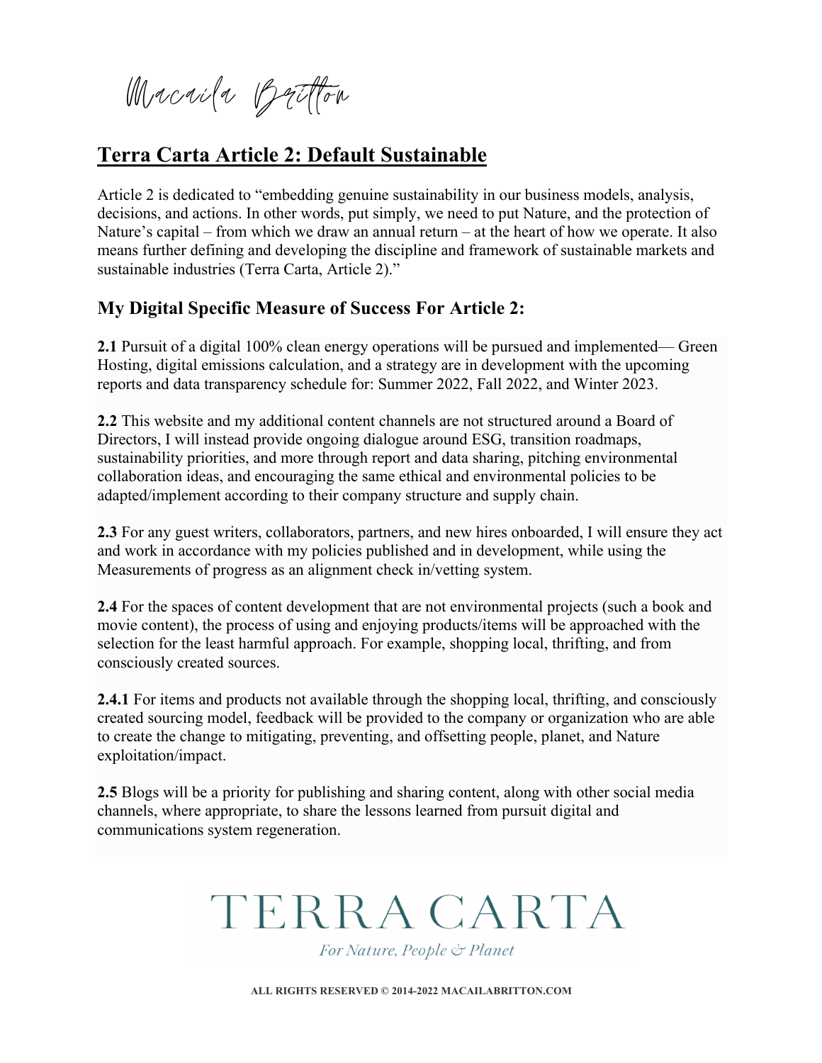Macaila Britton

## Terra Carta Article 2: Default Sustainable

Article 2 is dedicated to "embedding genuine sustainability in our business models, analysis, decisions, and actions. In other words, put simply, we need to put Nature, and the protection of Nature's capital – from which we draw an annual return – at the heart of how we operate. It also means further defining and developing the discipline and framework of sustainable markets and sustainable industries (Terra Carta, Article 2)."

### My Digital Specific Measure of Success For Article 2:

**2.1** Pursuit of a digital 100% clean energy operations will be pursued and implemented— Green Hosting, digital emissions calculation, and a strategy are in development with the upcoming reports and data transparency schedule for: Summer 2022, Fall 2022, and Winter 2023.

**2.2** This website and my additional content channels are not structured around a Board of Directors, I will instead provide ongoing dialogue around ESG, transition roadmaps, sustainability priorities, and more through report and data sharing, pitching environmental collaboration ideas, and encouraging the same ethical and environmental policies to be adapted/implement according to their company structure and supply chain.

**2.3** For any guest writers, collaborators, partners, and new hires onboarded, I will ensure they act and work in accordance with my policies published and in development, while using the Measurements of progress as an alignment check in/vetting system.

**2.4** For the spaces of content development that are not environmental projects (such a book and movie content), the process of using and enjoying products/items will be approached with the selection for the least harmful approach. For example, shopping local, thrifting, and from consciously created sources.

**2.4.1** For items and products not available through the shopping local, thrifting, and consciously created sourcing model, feedback will be provided to the company or organization who are able to create the change to mitigating, preventing, and offsetting people, planet, and Nature exploitation/impact.

**2.5** Blogs will be a priority for publishing and sharing content, along with other social media channels, where appropriate, to share the lessons learned from pursuit digital and communications system regeneration.

TERRA CARTA

*For Nature, People & Planet*

ALL RIGHTS RESERVED © 2014-2022 MACAILABRITTON.COM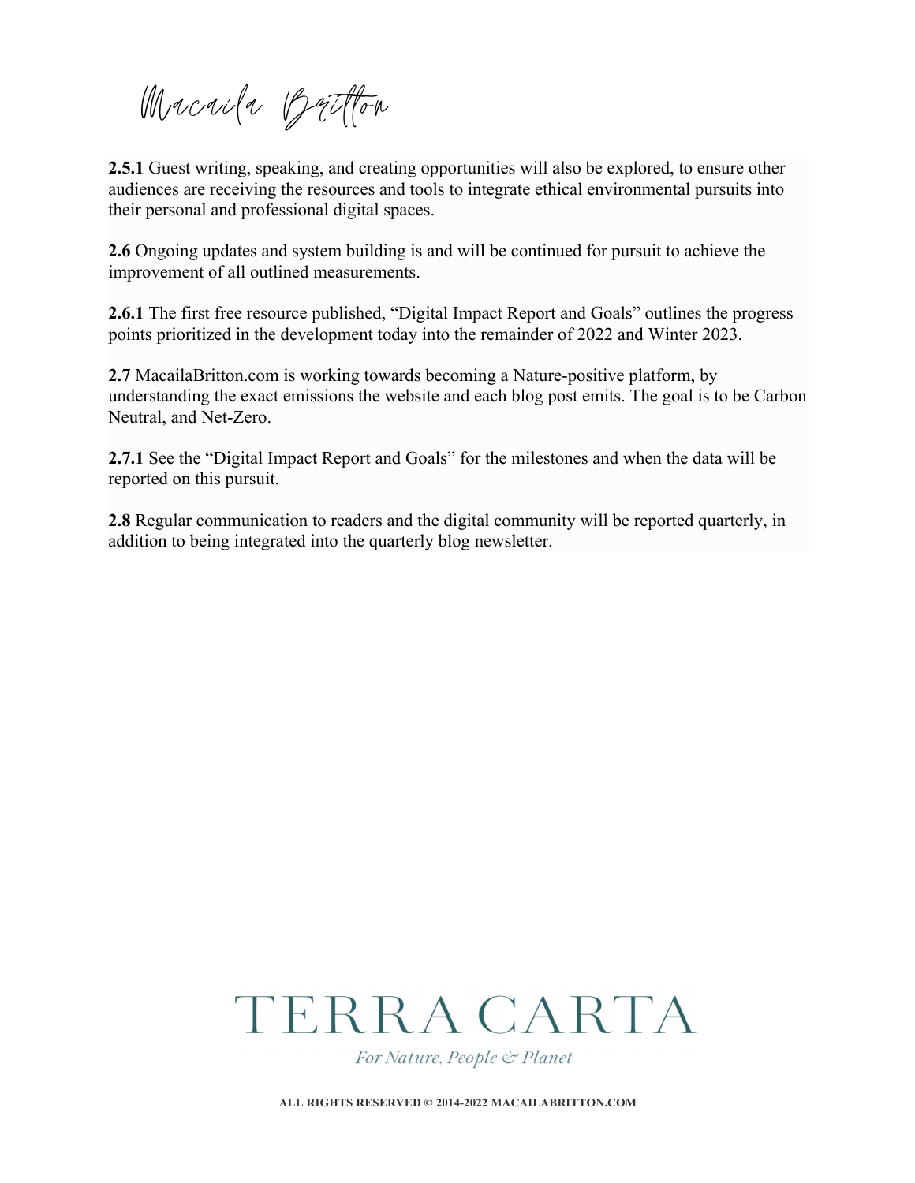**2.5.1** Guest writing, speaking, and creating opportunities will also be explored, to ensure other audiences are receiving the resources and tools to integrate ethical environmental pursuits into their personal and professional digital spaces.

**2.6** Ongoing updates and system building is and will be continued for pursuit to achieve the improvement of all outlined measurements.

**2.6.1** The first free resource published, "Digital Impact Report and Goals" outlines the progress points prioritized in the development today into the remainder of 2022 and Winter 2023.

**2.7** MacailaBritton.com is working towards becoming a Nature-positive platform, by understanding the exact emissions the website and each blog post emits. The goal is to be Carbon Neutral, and Net-Zero.

**2.7.1** See the "Digital Impact Report and Goals" for the milestones and when the data will be reported on this pursuit.

**2.8** Regular communication to readers and the digital community will be reported quarterly, in addition to being integrated into the quarterly blog newsletter.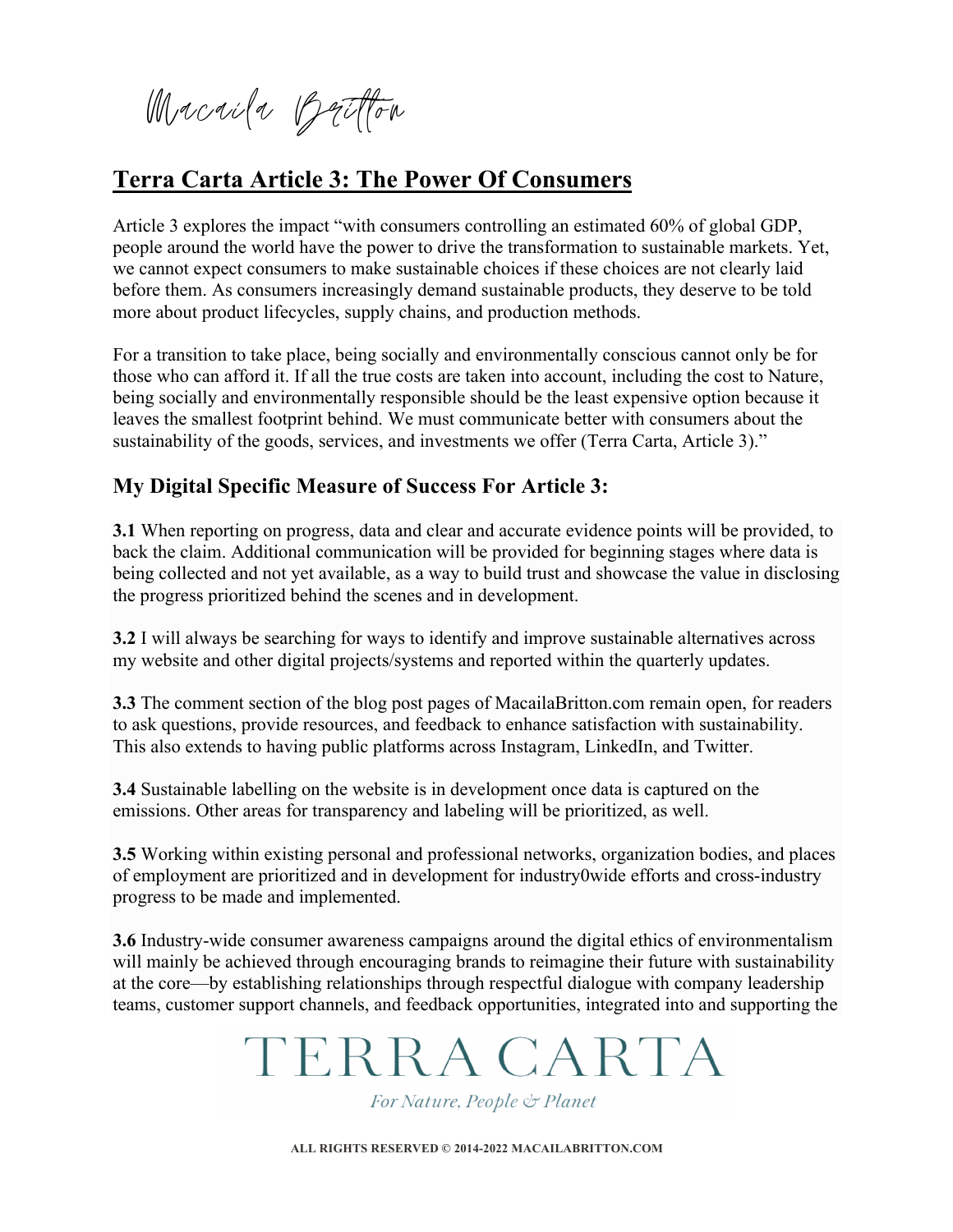## Terra Carta Article 3: The Power Of Consumers

Article 3 explores the impact "with consumers controlling an estimated 60% of global GDP, people around the world have the power to drive the transformation to sustainable markets. Yet, we cannot expect consumers to make sustainable choices if these choices are not clearly laid before them. As consumers increasingly demand sustainable products, they deserve to be told more about product lifecycles, supply chains, and production methods.

For a transition to take place, being socially and environmentally conscious cannot only be for those who can afford it. If all the true costs are taken into account, including the cost to Nature, being socially and environmentally responsible should be the least expensive option because it leaves the smallest footprint behind. We must communicate better with consumers about the sustainability of the goods, services, and investments we offer (Terra Carta, Article 3)."

### My Digital Specific Measure of Success For Article 3:

**3.1** When reporting on progress, data and clear and accurate evidence points will be provided, to back the claim. Additional communication will be provided for beginning stages where data is being collected and not yet available, as a way to build trust and showcase the value in disclosing the progress prioritized behind the scenes and in development.

**3.2** I will always be searching for ways to identify and improve sustainable alternatives across my website and other digital projects/systems and reported within the quarterly updates.

**3.3** The comment section of the blog post pages of MacailaBritton.com remain open, for readers to ask questions, provide resources, and feedback to enhance satisfaction with sustainability. This also extends to having public platforms across Instagram, LinkedIn, and Twitter.

**3.4** Sustainable labelling on the website is in development once data is captured on the emissions. Other areas for transparency and labeling will be prioritized, as well.

**3.5** Working within existing personal and professional networks, organization bodies, and places of employment are prioritized and in development for industry0wide efforts and cross-industry progress to be made and implemented.

**3.6** Industry-wide consumer awareness campaigns around the digital ethics of environmentalism will mainly be achieved through encouraging brands to reimagine their future with sustainability at the core—by establishing relationships through respectful dialogue with company leadership teams, customer support channels, and feedback opportunities, integrated into and supporting the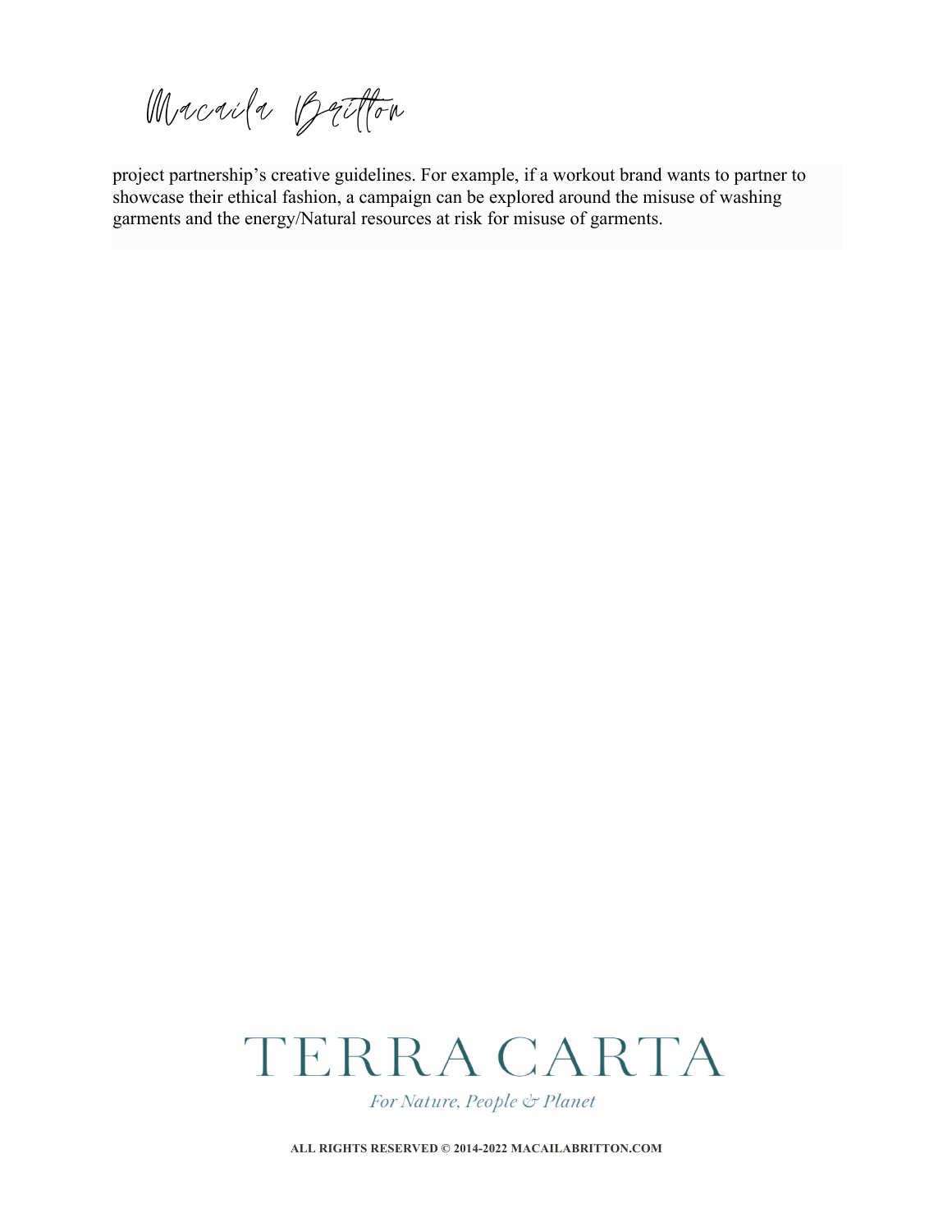project partnership's creative guidelines. For example, if a workout brand wants to partner to showcase their ethical fashion, a campaign can be explored around the misuse of washing garments and the energy/Natural resources at risk for misuse of garments.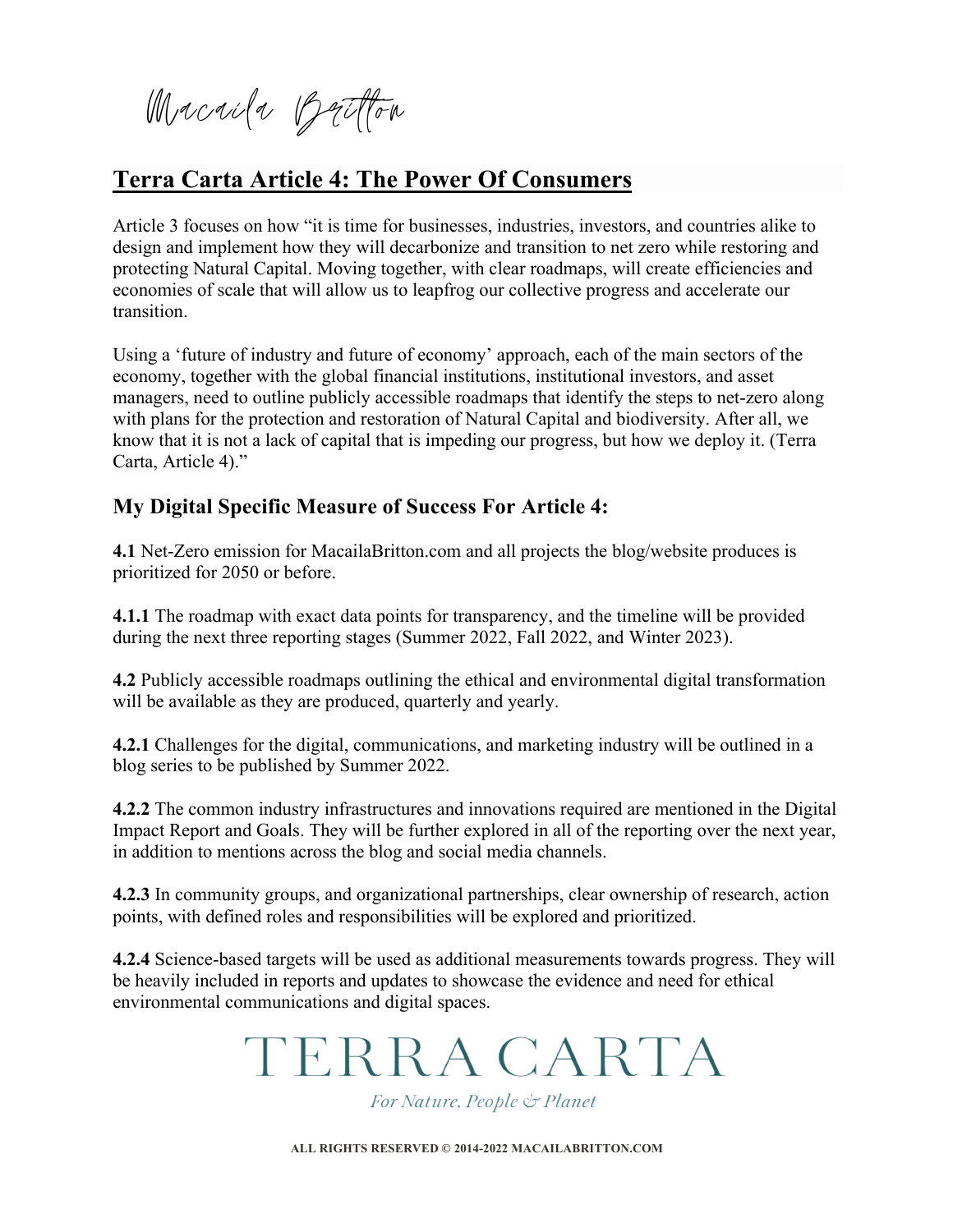Macaila Britton

## Terra Carta Article 4: The Power Of Consumers

Article 3 focuses on how "it is time for businesses, industries, investors, and countries alike to design and implement how they will decarbonize and transition to net zero while restoring and protecting Natural Capital. Moving together, with clear roadmaps, will create efficiencies and economies of scale that will allow us to leapfrog our collective progress and accelerate our transition.

Using a 'future of industry and future of economy' approach, each of the main sectors of the economy, together with the global financial institutions, institutional investors, and asset managers, need to outline publicly accessible roadmaps that identify the steps to net-zero along with plans for the protection and restoration of Natural Capital and biodiversity. After all, we know that it is not a lack of capital that is impeding our progress, but how we deploy it. (Terra Carta, Article 4)."

### My Digital Specific Measure of Success For Article 4:

**4.1** Net-Zero emission for MacailaBritton.com and all projects the blog/website produces is prioritized for 2050 or before.

**4.1.1** The roadmap with exact data points for transparency, and the timeline will be provided during the next three reporting stages (Summer 2022, Fall 2022, and Winter 2023).

**4.2** Publicly accessible roadmaps outlining the ethical and environmental digital transformation will be available as they are produced, quarterly and yearly.

**4.2.1** Challenges for the digital, communications, and marketing industry will be outlined in a blog series to be published by Summer 2022.

**4.2.2** The common industry infrastructures and innovations required are mentioned in the Digital Impact Report and Goals. They will be further explored in all of the reporting over the next year, in addition to mentions across the blog and social media channels.

**4.2.3** In community groups, and organizational partnerships, clear ownership of research, action points, with defined roles and responsibilities will be explored and prioritized.

**4.2.4** Science-based targets will be used as additional measurements towards progress. They will be heavily included in reports and updates to showcase the evidence and need for ethical environmental communications and digital spaces.

TERRA CARTA

*For Nature, People & Planet*

ALL RIGHTS RESERVED © 2014-2022 MACAILABRITTON.COM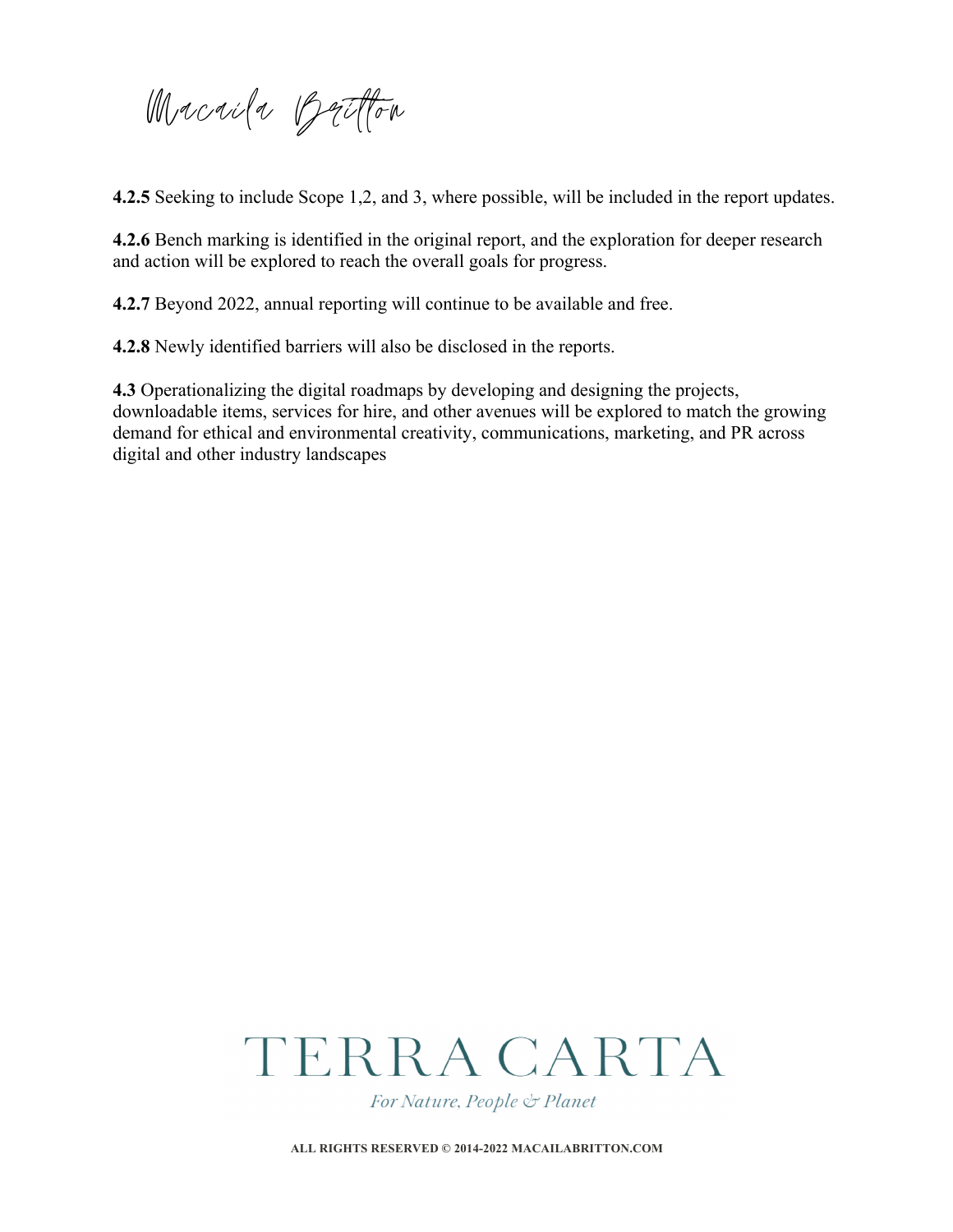**4.2.5** Seeking to include Scope 1,2, and 3, where possible, will be included in the report updates.

**4.2.6** Bench marking is identified in the original report, and the exploration for deeper research and action will be explored to reach the overall goals for progress.

**4.2.7** Beyond 2022, annual reporting will continue to be available and free.

**4.2.8** Newly identified barriers will also be disclosed in the reports.

**4.3** Operationalizing the digital roadmaps by developing and designing the projects, downloadable items, services for hire, and other avenues will be explored to match the growing demand for ethical and environmental creativity, communications, marketing, and PR across digital and other industry landscapes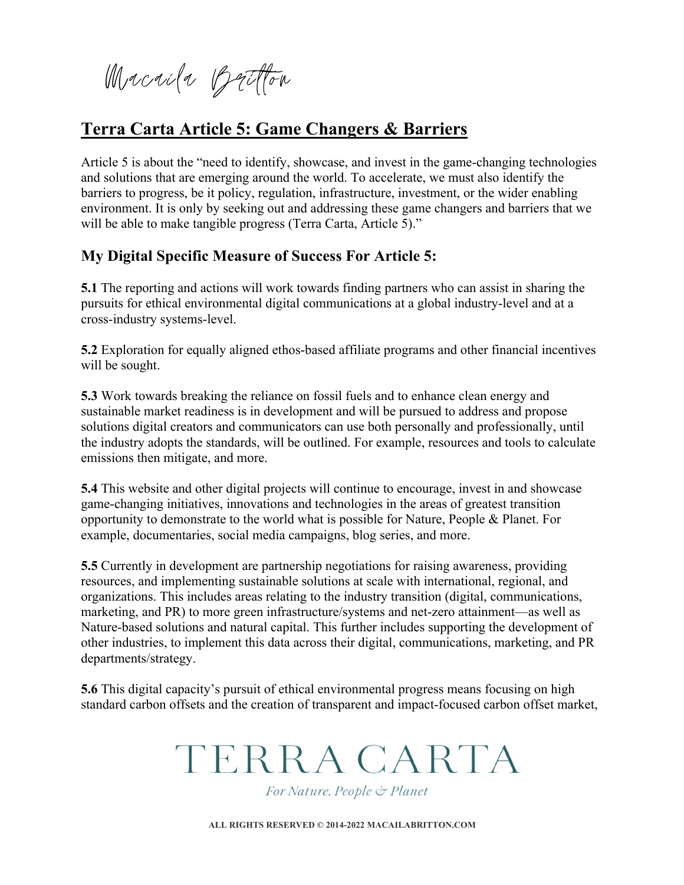## Terra Carta Article 5: Game Changers & Barriers

Article 5 is about the "need to identify, showcase, and invest in the game-changing technologies and solutions that are emerging around the world. To accelerate, we must also identify the barriers to progress, be it policy, regulation, infrastructure, investment, or the wider enabling environment. It is only by seeking out and addressing these game changers and barriers that we will be able to make tangible progress (Terra Carta, Article 5)."

### My Digital Specific Measure of Success For Article 5:

**5.1** The reporting and actions will work towards finding partners who can assist in sharing the pursuits for ethical environmental digital communications at a global industry-level and at a cross-industry systems-level.

**5.2** Exploration for equally aligned ethos-based affiliate programs and other financial incentives will be sought.

**5.3** Work towards breaking the reliance on fossil fuels and to enhance clean energy and sustainable market readiness is in development and will be pursued to address and propose solutions digital creators and communicators can use both personally and professionally, until the industry adopts the standards, will be outlined. For example, resources and tools to calculate emissions then mitigate, and more.

**5.4** This website and other digital projects will continue to encourage, invest in and showcase game-changing initiatives, innovations and technologies in the areas of greatest transition opportunity to demonstrate to the world what is possible for Nature, People & Planet. For example, documentaries, social media campaigns, blog series, and more.

**5.5** Currently in development are partnership negotiations for raising awareness, providing resources, and implementing sustainable solutions at scale with international, regional, and organizations. This includes areas relating to the industry transition (digital, communications, marketing, and PR) to more green infrastructure/systems and net-zero attainment—as well as Nature-based solutions and natural capital. This further includes supporting the development of other industries, to implement this data across their digital, communications, marketing, and PR departments/strategy.

**5.6** This digital capacity's pursuit of ethical environmental progress means focusing on high standard carbon offsets and the creation of transparent and impact-focused carbon offset market,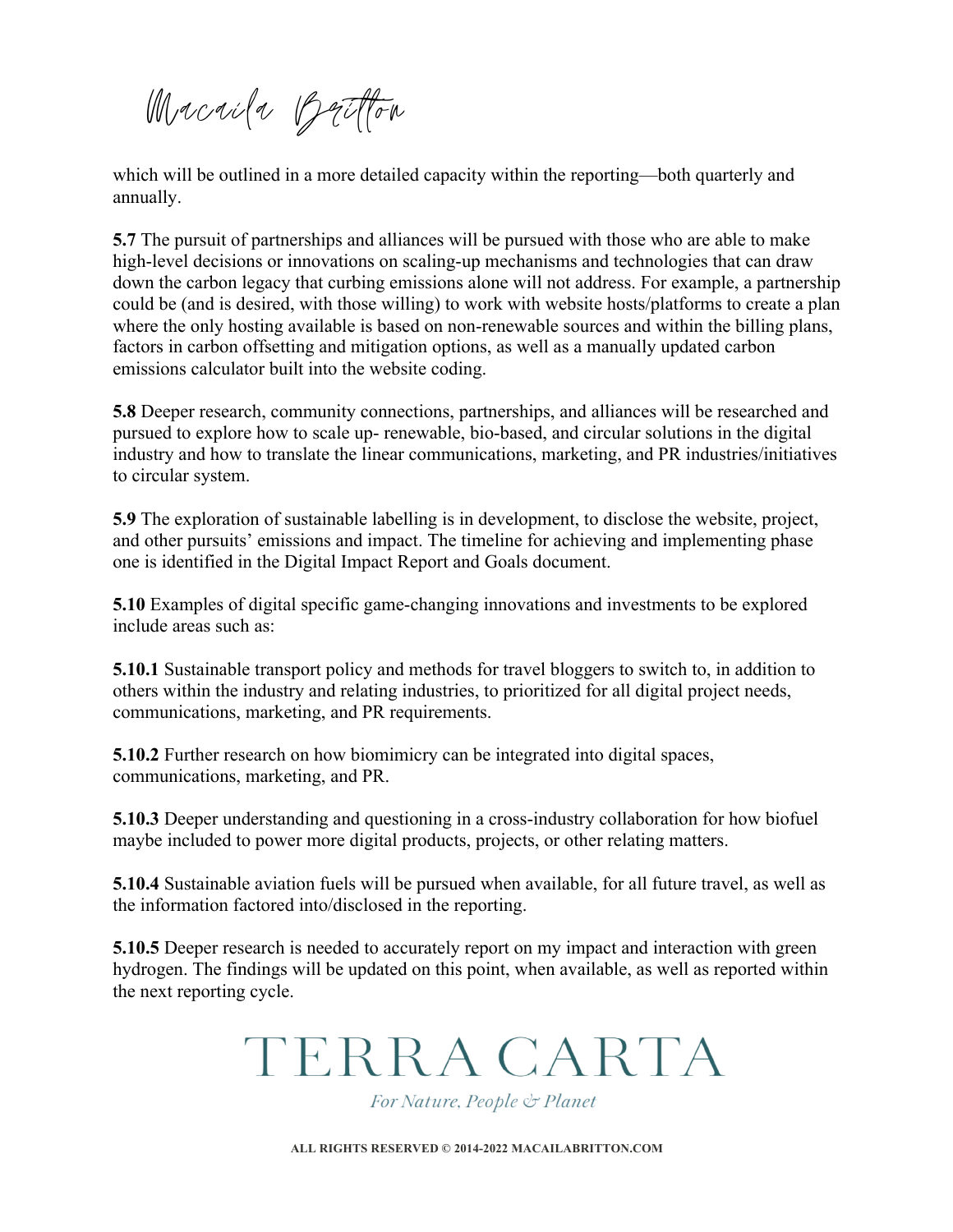which will be outlined in a more detailed capacity within the reporting—both quarterly and annually.

**5.7** The pursuit of partnerships and alliances will be pursued with those who are able to make high-level decisions or innovations on scaling-up mechanisms and technologies that can draw down the carbon legacy that curbing emissions alone will not address. For example, a partnership could be (and is desired, with those willing) to work with website hosts/platforms to create a plan where the only hosting available is based on non-renewable sources and within the billing plans, factors in carbon offsetting and mitigation options, as well as a manually updated carbon emissions calculator built into the website coding.

**5.8** Deeper research, community connections, partnerships, and alliances will be researched and pursued to explore how to scale up- renewable, bio-based, and circular solutions in the digital industry and how to translate the linear communications, marketing, and PR industries/initiatives to circular system.

**5.9** The exploration of sustainable labelling is in development, to disclose the website, project, and other pursuits' emissions and impact. The timeline for achieving and implementing phase one is identified in the Digital Impact Report and Goals document.

**5.10** Examples of digital specific game-changing innovations and investments to be explored include areas such as:

**5.10.1** Sustainable transport policy and methods for travel bloggers to switch to, in addition to others within the industry and relating industries, to prioritized for all digital project needs, communications, marketing, and PR requirements.

**5.10.2** Further research on how biomimicry can be integrated into digital spaces, communications, marketing, and PR.

**5.10.3** Deeper understanding and questioning in a cross-industry collaboration for how biofuel maybe included to power more digital products, projects, or other relating matters.

**5.10.4** Sustainable aviation fuels will be pursued when available, for all future travel, as well as the information factored into/disclosed in the reporting.

**5.10.5** Deeper research is needed to accurately report on my impact and interaction with green hydrogen. The findings will be updated on this point, when available, as well as reported within the next reporting cycle.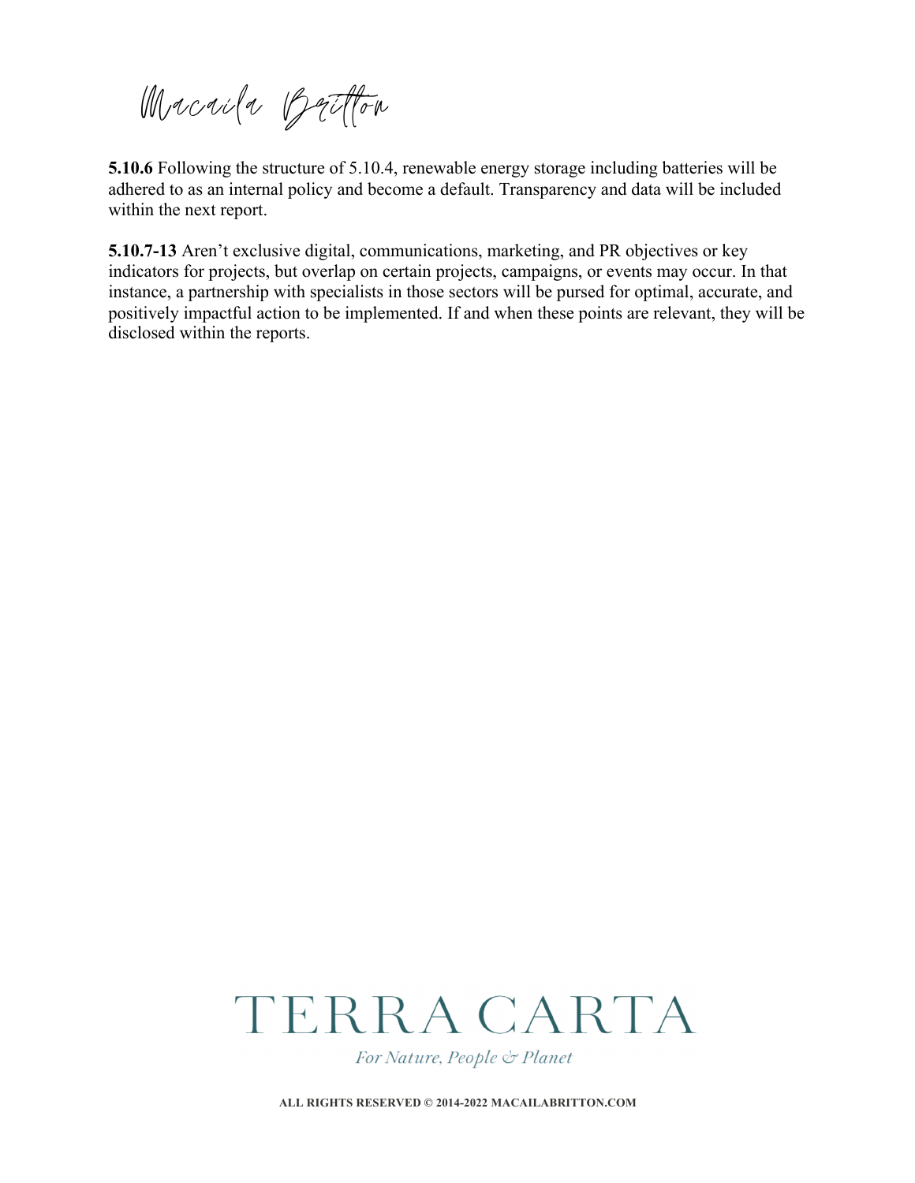**5.10.6** Following the structure of 5.10.4, renewable energy storage including batteries will be adhered to as an internal policy and become a default. Transparency and data will be included within the next report.

**5.10.7-13** Aren't exclusive digital, communications, marketing, and PR objectives or key indicators for projects, but overlap on certain projects, campaigns, or events may occur. In that instance, a partnership with specialists in those sectors will be pursed for optimal, accurate, and positively impactful action to be implemented. If and when these points are relevant, they will be disclosed within the reports.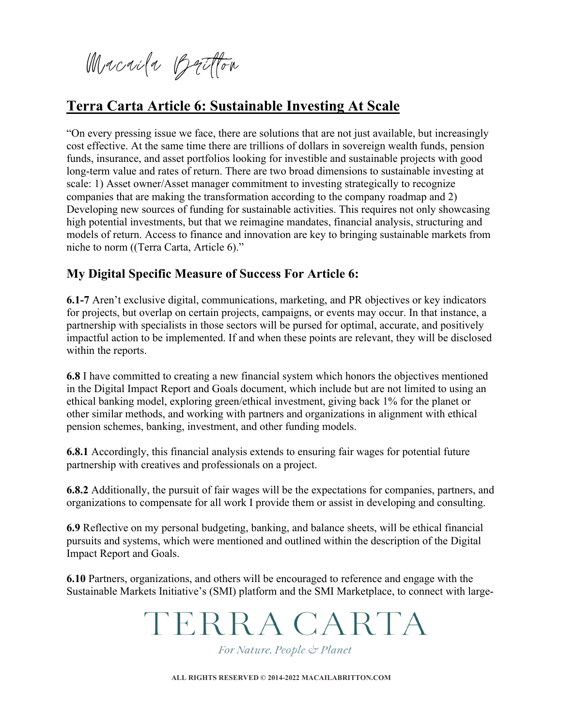## Terra Carta Article 6: Sustainable Investing At Scale

"On every pressing issue we face, there are solutions that are not just available, but increasingly cost effective. At the same time there are trillions of dollars in sovereign wealth funds, pension funds, insurance, and asset portfolios looking for investible and sustainable projects with good long-term value and rates of return. There are two broad dimensions to sustainable investing at scale: 1) Asset owner/Asset manager commitment to investing strategically to recognize companies that are making the transformation according to the company roadmap and 2) Developing new sources of funding for sustainable activities. This requires not only showcasing high potential investments, but that we reimagine mandates, financial analysis, structuring and models of return. Access to finance and innovation are key to bringing sustainable markets from niche to norm ((Terra Carta, Article 6)."

### My Digital Specific Measure of Success For Article 6:

**6.1-7** Aren't exclusive digital, communications, marketing, and PR objectives or key indicators for projects, but overlap on certain projects, campaigns, or events may occur. In that instance, a partnership with specialists in those sectors will be pursed for optimal, accurate, and positively impactful action to be implemented. If and when these points are relevant, they will be disclosed within the reports.

**6.8** I have committed to creating a new financial system which honors the objectives mentioned in the Digital Impact Report and Goals document, which include but are not limited to using an ethical banking model, exploring green/ethical investment, giving back 1% for the planet or other similar methods, and working with partners and organizations in alignment with ethical pension schemes, banking, investment, and other funding models.

**6.8.1** Accordingly, this financial analysis extends to ensuring fair wages for potential future partnership with creatives and professionals on a project.

**6.8.2** Additionally, the pursuit of fair wages will be the expectations for companies, partners, and organizations to compensate for all work I provide them or assist in developing and consulting.

**6.9** Reflective on my personal budgeting, banking, and balance sheets, will be ethical financial pursuits and systems, which were mentioned and outlined within the description of the Digital Impact Report and Goals.

**6.10** Partners, organizations, and others will be encouraged to reference and engage with the Sustainable Markets Initiative's (SMI) platform and the SMI Marketplace, to connect with large-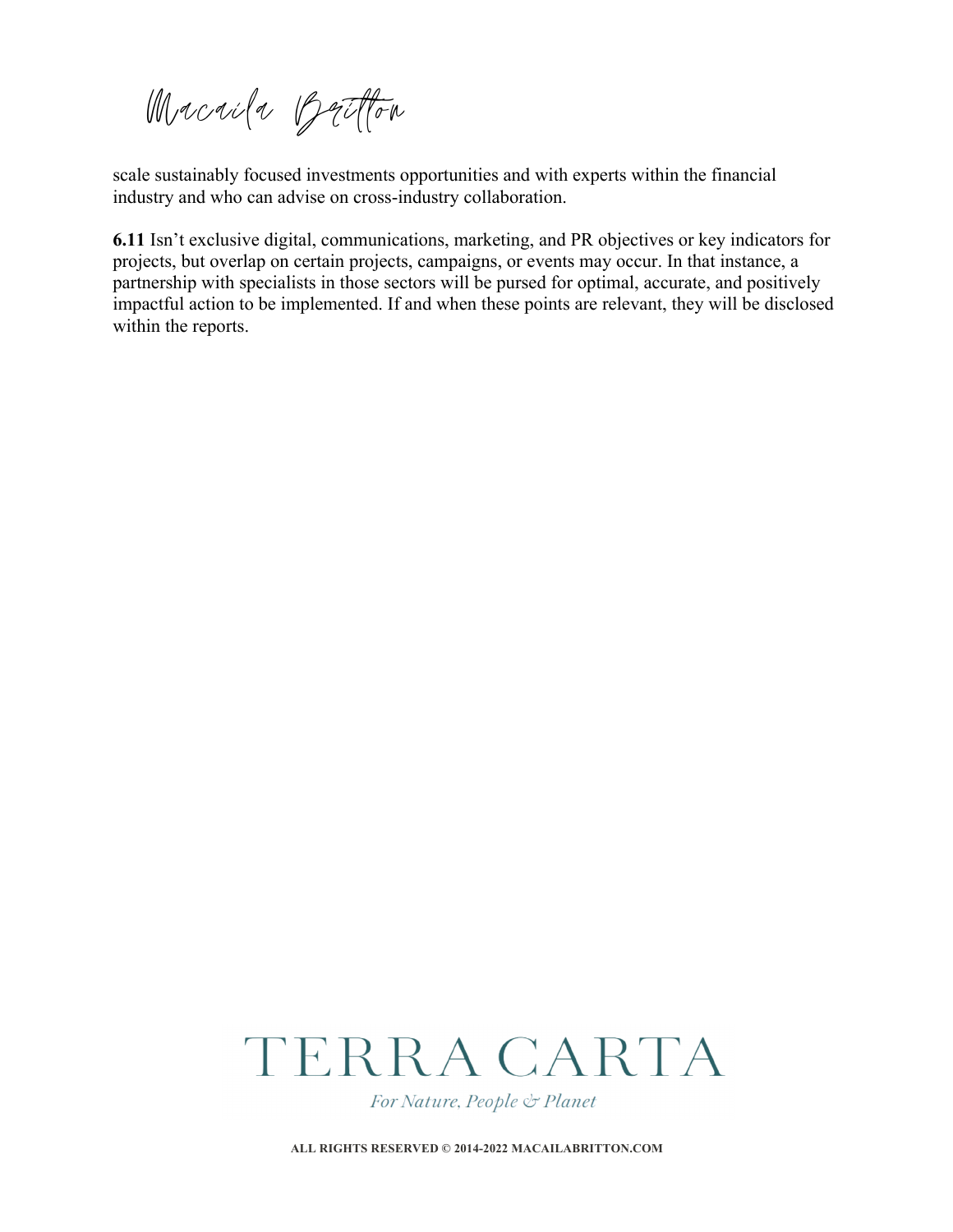scale sustainably focused investments opportunities and with experts within the financial industry and who can advise on cross-industry collaboration.

**6.11** Isn't exclusive digital, communications, marketing, and PR objectives or key indicators for projects, but overlap on certain projects, campaigns, or events may occur. In that instance, a partnership with specialists in those sectors will be pursed for optimal, accurate, and positively impactful action to be implemented. If and when these points are relevant, they will be disclosed within the reports.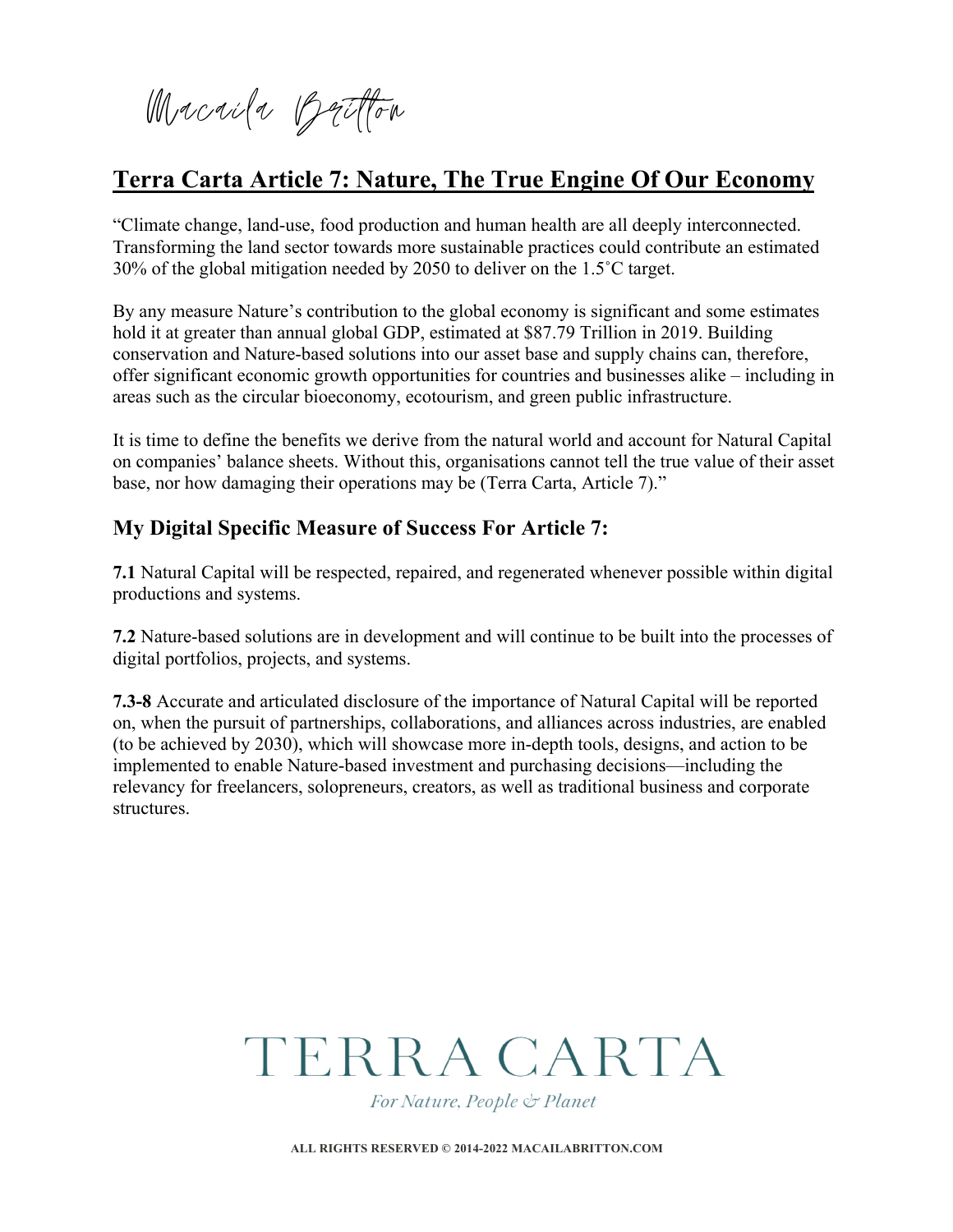Macaila Britton

## Terra Carta Article 7: Nature, The True Engine Of Our Economy

"Climate change, land-use, food production and human health are all deeply interconnected. Transforming the land sector towards more sustainable practices could contribute an estimated 30% of the global mitigation needed by 2050 to deliver on the 1.5˚C target.

By any measure Nature's contribution to the global economy is significant and some estimates hold it at greater than annual global GDP, estimated at $87.79 Trillion in 2019. Building conservation and Nature-based solutions into our asset base and supply chains can, therefore, offer significant economic growth opportunities for countries and businesses alike – including in areas such as the circular bioeconomy, ecotourism, and green public infrastructure.

It is time to define the benefits we derive from the natural world and account for Natural Capital on companies' balance sheets. Without this, organisations cannot tell the true value of their asset base, nor how damaging their operations may be (Terra Carta, Article 7)."

### My Digital Specific Measure of Success For Article 7:

**7.1** Natural Capital will be respected, repaired, and regenerated whenever possible within digital productions and systems.

**7.2** Nature-based solutions are in development and will continue to be built into the processes of digital portfolios, projects, and systems.

**7.3-8** Accurate and articulated disclosure of the importance of Natural Capital will be reported on, when the pursuit of partnerships, collaborations, and alliances across industries, are enabled (to be achieved by 2030), which will showcase more in-depth tools, designs, and action to be implemented to enable Nature-based investment and purchasing decisions—including the relevancy for freelancers, solopreneurs, creators, as well as traditional business and corporate structures.

TERRA CARTA

*For Nature, People & Planet*

ALL RIGHTS RESERVED © 2014-2022 MACAILABRITTON.COM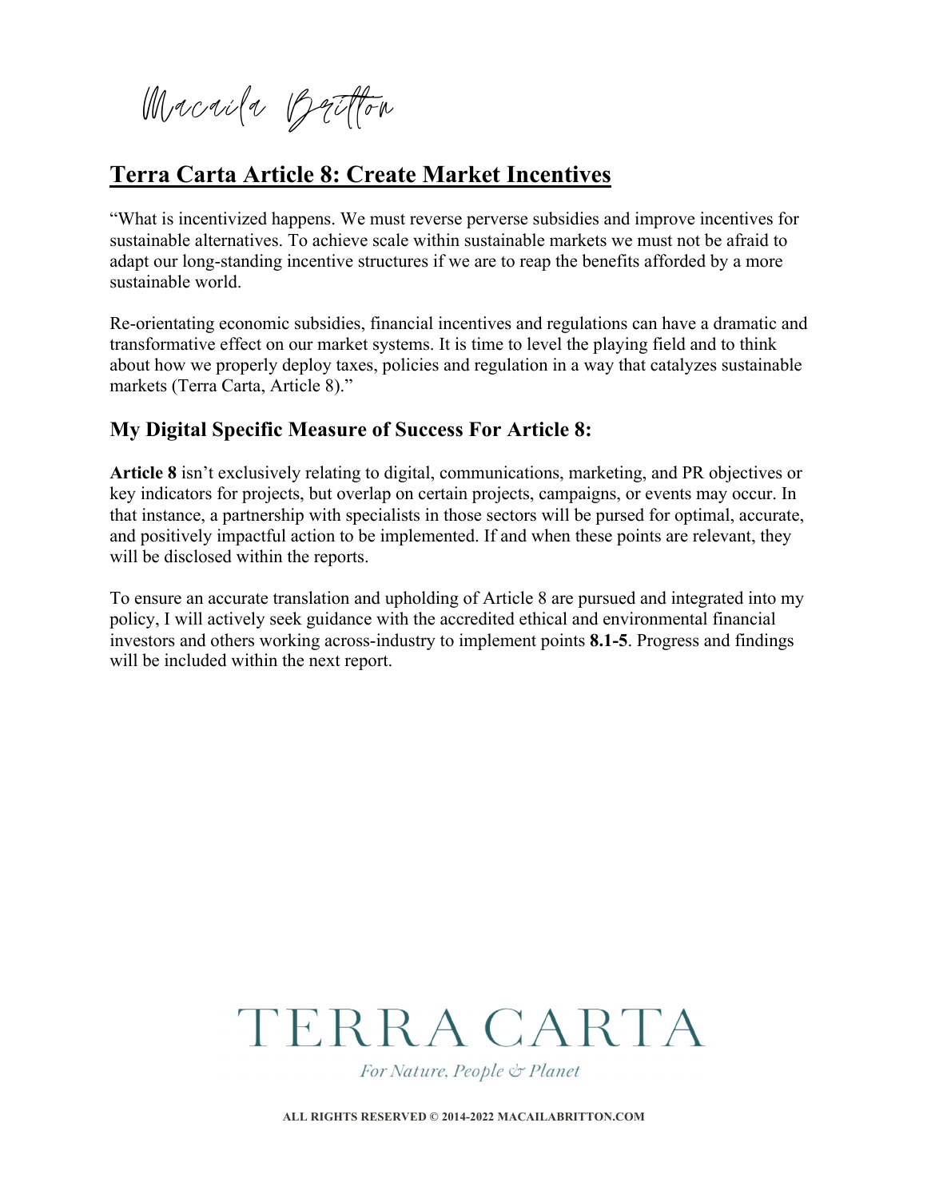Macaila Britton

## Terra Carta Article 8: Create Market Incentives

"What is incentivized happens. We must reverse perverse subsidies and improve incentives for sustainable alternatives. To achieve scale within sustainable markets we must not be afraid to adapt our long-standing incentive structures if we are to reap the benefits afforded by a more sustainable world.

Re-orientating economic subsidies, financial incentives and regulations can have a dramatic and transformative effect on our market systems. It is time to level the playing field and to think about how we properly deploy taxes, policies and regulation in a way that catalyzes sustainable markets (Terra Carta, Article 8)."

### My Digital Specific Measure of Success For Article 8:

**Article 8** isn't exclusively relating to digital, communications, marketing, and PR objectives or key indicators for projects, but overlap on certain projects, campaigns, or events may occur. In that instance, a partnership with specialists in those sectors will be pursed for optimal, accurate, and positively impactful action to be implemented. If and when these points are relevant, they will be disclosed within the reports.

To ensure an accurate translation and upholding of Article 8 are pursued and integrated into my policy, I will actively seek guidance with the accredited ethical and environmental financial investors and others working across-industry to implement points **8.1-5**. Progress and findings will be included within the next report.

TERRA CARTA

*For Nature, People & Planet*

ALL RIGHTS RESERVED © 2014-2022 MACAILABRITTON.COM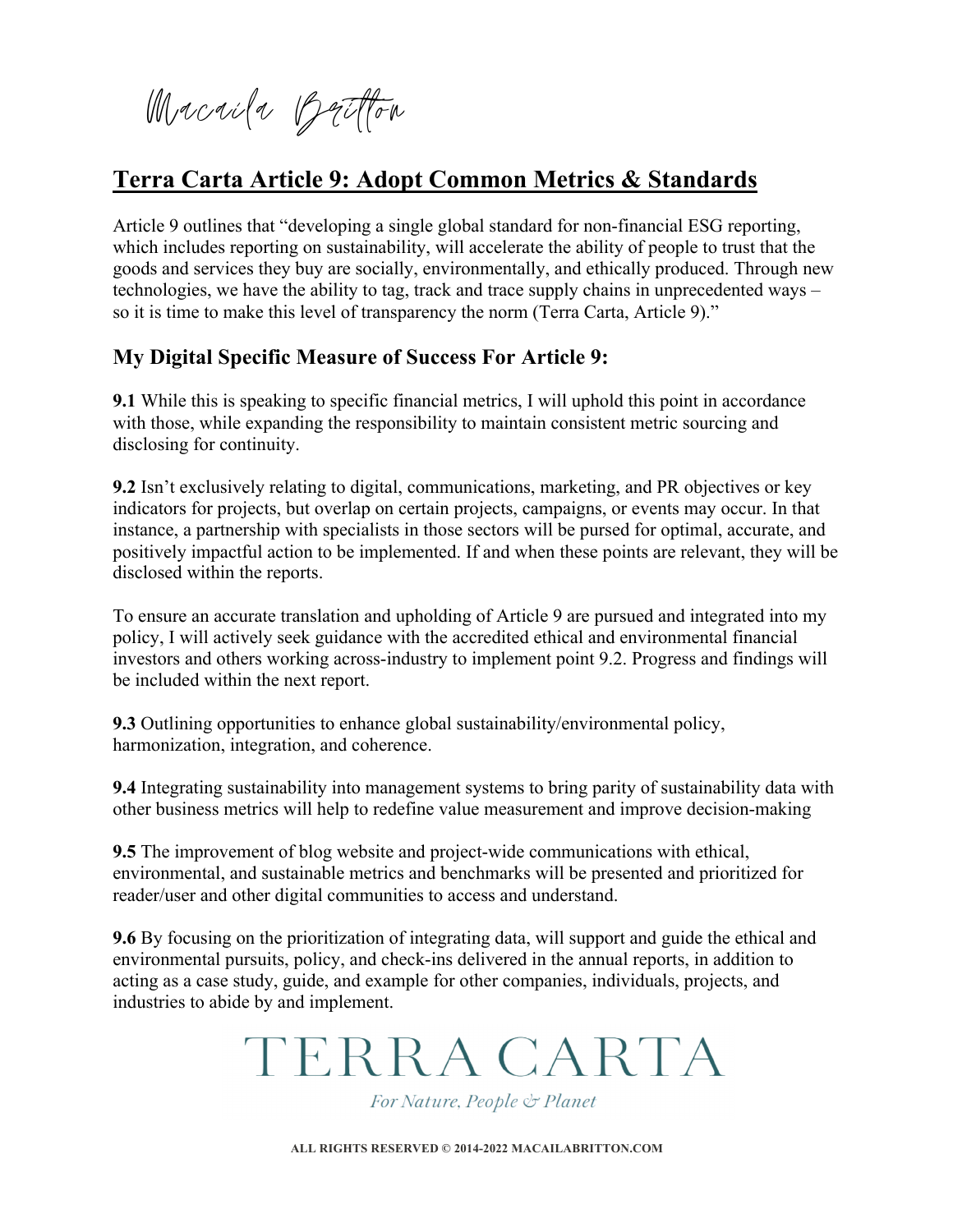Macaila Britton

## Terra Carta Article 9: Adopt Common Metrics & Standards

Article 9 outlines that "developing a single global standard for non-financial ESG reporting, which includes reporting on sustainability, will accelerate the ability of people to trust that the goods and services they buy are socially, environmentally, and ethically produced. Through new technologies, we have the ability to tag, track and trace supply chains in unprecedented ways – so it is time to make this level of transparency the norm (Terra Carta, Article 9)."

### My Digital Specific Measure of Success For Article 9:

**9.1** While this is speaking to specific financial metrics, I will uphold this point in accordance with those, while expanding the responsibility to maintain consistent metric sourcing and disclosing for continuity.

**9.2** Isn't exclusively relating to digital, communications, marketing, and PR objectives or key indicators for projects, but overlap on certain projects, campaigns, or events may occur. In that instance, a partnership with specialists in those sectors will be pursed for optimal, accurate, and positively impactful action to be implemented. If and when these points are relevant, they will be disclosed within the reports.

To ensure an accurate translation and upholding of Article 9 are pursued and integrated into my policy, I will actively seek guidance with the accredited ethical and environmental financial investors and others working across-industry to implement point 9.2. Progress and findings will be included within the next report.

**9.3** Outlining opportunities to enhance global sustainability/environmental policy, harmonization, integration, and coherence.

**9.4** Integrating sustainability into management systems to bring parity of sustainability data with other business metrics will help to redefine value measurement and improve decision-making

**9.5** The improvement of blog website and project-wide communications with ethical, environmental, and sustainable metrics and benchmarks will be presented and prioritized for reader/user and other digital communities to access and understand.

**9.6** By focusing on the prioritization of integrating data, will support and guide the ethical and environmental pursuits, policy, and check-ins delivered in the annual reports, in addition to acting as a case study, guide, and example for other companies, individuals, projects, and industries to abide by and implement.

TERRA CARTA

*For Nature, People & Planet*

ALL RIGHTS RESERVED © 2014-2022 MACAILABRITTON.COM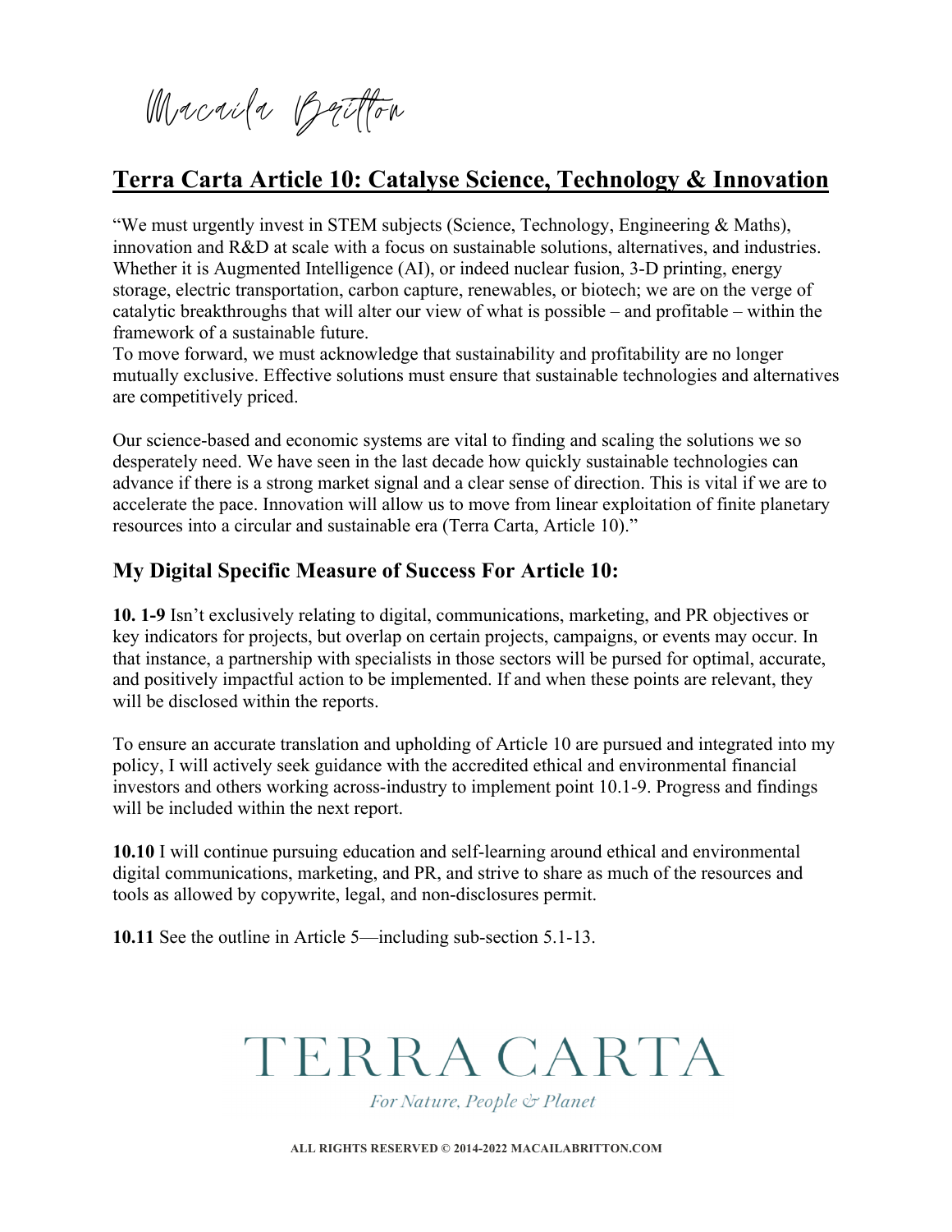Macaila Britton

## Terra Carta Article 10: Catalyse Science, Technology & Innovation

"We must urgently invest in STEM subjects (Science, Technology, Engineering & Maths), innovation and R&D at scale with a focus on sustainable solutions, alternatives, and industries. Whether it is Augmented Intelligence (AI), or indeed nuclear fusion, 3-D printing, energy storage, electric transportation, carbon capture, renewables, or biotech; we are on the verge of catalytic breakthroughs that will alter our view of what is possible – and profitable – within the framework of a sustainable future.
To move forward, we must acknowledge that sustainability and profitability are no longer mutually exclusive. Effective solutions must ensure that sustainable technologies and alternatives are competitively priced.

Our science-based and economic systems are vital to finding and scaling the solutions we so desperately need. We have seen in the last decade how quickly sustainable technologies can advance if there is a strong market signal and a clear sense of direction. This is vital if we are to accelerate the pace. Innovation will allow us to move from linear exploitation of finite planetary resources into a circular and sustainable era (Terra Carta, Article 10)."

### My Digital Specific Measure of Success For Article 10:

**10. 1-9** Isn't exclusively relating to digital, communications, marketing, and PR objectives or key indicators for projects, but overlap on certain projects, campaigns, or events may occur. In that instance, a partnership with specialists in those sectors will be pursed for optimal, accurate, and positively impactful action to be implemented. If and when these points are relevant, they will be disclosed within the reports.

To ensure an accurate translation and upholding of Article 10 are pursued and integrated into my policy, I will actively seek guidance with the accredited ethical and environmental financial investors and others working across-industry to implement point 10.1-9. Progress and findings will be included within the next report.

**10.10** I will continue pursuing education and self-learning around ethical and environmental digital communications, marketing, and PR, and strive to share as much of the resources and tools as allowed by copywrite, legal, and non-disclosures permit.

**10.11** See the outline in Article 5—including sub-section 5.1-13.

TERRA CARTA

*For Nature, People & Planet*

ALL RIGHTS RESERVED © 2014-2022 MACAILABRITTON.COM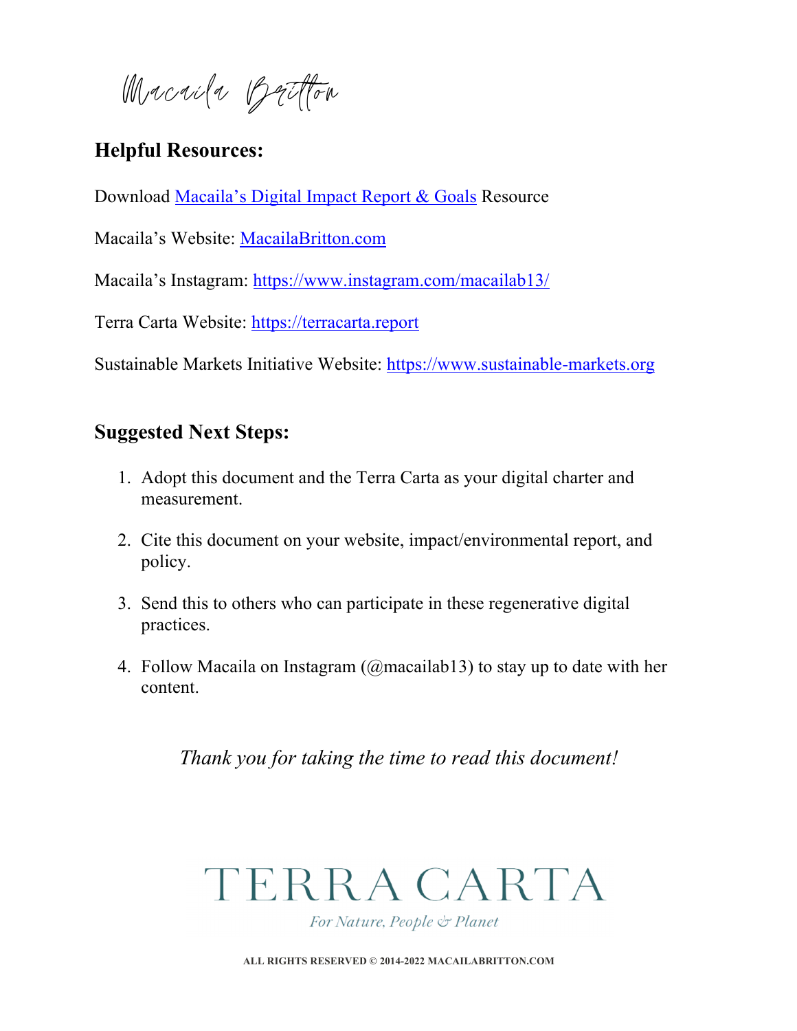Macaila Britton

## Helpful Resources:

Download [Macaila's Digital Impact Report & Goals](#) Resource

Macaila's Website: [MacailaBritton.com](#)

Macaila's Instagram: [https://www.instagram.com/macailab13/](https://www.instagram.com/macailab13/)

Terra Carta Website: [https://terracarta.report](https://terracarta.report)

Sustainable Markets Initiative Website: [https://www.sustainable-markets.org](https://www.sustainable-markets.org)

## Suggested Next Steps:

1. Adopt this document and the Terra Carta as your digital charter and measurement.
2. Cite this document on your website, impact/environmental report, and policy.
3. Send this to others who can participate in these regenerative digital practices.
4. Follow Macaila on Instagram (@macailab13) to stay up to date with her content.

*Thank you for taking the time to read this document!*

TERRA CARTA

*For Nature, People & Planet*

ALL RIGHTS RESERVED © 2014-2022 MACAILABRITTON.COM